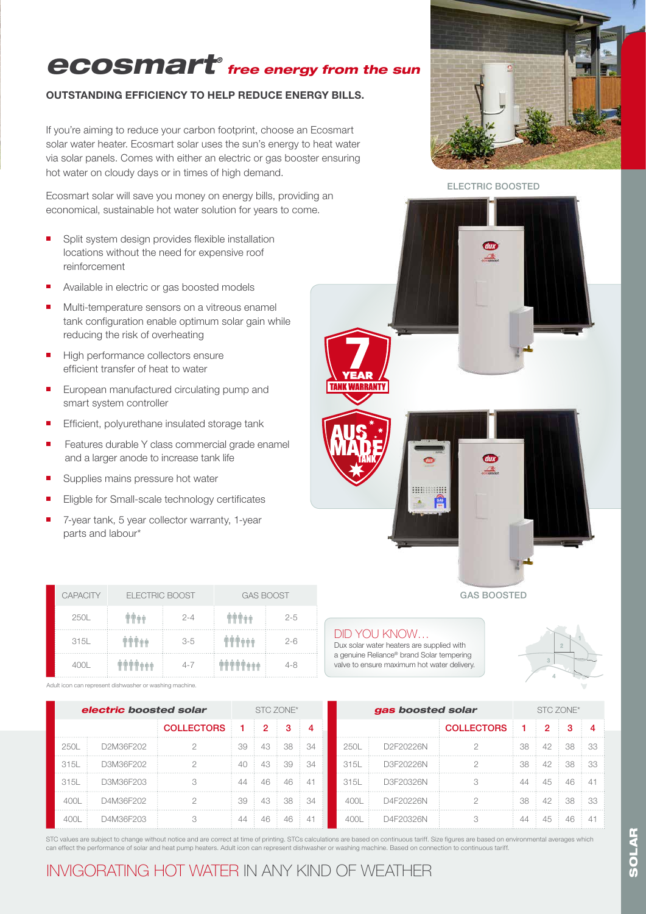# ecosmart® free energy from the sun

**OUTSTANDING EFFICIENCY TO HELP REDUCE ENERGY BILLS.**

If you're aiming to reduce your carbon footprint, choose an Ecosmart solar water heater. Ecosmart solar uses the sun's energy to heat water via solar panels. Comes with either an electric or gas booster ensuring hot water on cloudy days or in times of high demand.

Ecosmart solar will save you money on energy bills, providing an economical, sustainable hot water solution for years to come.

- Split system design provides flexible installation locations without the need for expensive roof reinforcement
- Available in electric or gas boosted models
- Multi-temperature sensors on a vitreous enamel tank configuration enable optimum solar gain while reducing the risk of overheating
- High performance collectors ensure efficient transfer of heat to water
- European manufactured circulating pump and smart system controller
- Efficient, polyurethane insulated storage tank
- Features durable Y class commercial grade enamel and a larger anode to increase tank life
- Supplies mains pressure hot water
- Eligble for Small-scale technology certificates
- 7-year tank, 5 year collector warranty, 1-year parts and labour*

ELECTRIC BOOSTED

7 YEAR TANK WARRANTY

AUS MADE TANK

GAS BOOSTED

| CAPACITY | ELECTRIC BOOST | | GAS BOOST | |
|---|---|---|---|---|
| 250L | | 2-4 | | 2-5 |
| 315L | | 3-5 | | 2-6 |
| 400L | | 4-7 | | 4-8 |

Adult icon can represent dishwasher or washing machine.

**DID YOU KNOW…**
Dux solar water heaters are supplied with a genuine Reliance® brand Solar tempering valve to ensure maximum hot water delivery.

| *electric* boosted solar | | | STC ZONE* | | | |
|---|---|---|---|---|---|---|
| | | COLLECTORS | 1 | 2 | 3 | 4 |
| 250L | D2M36F202 | 2 | 39 | 43 | 38 | 34 |
| 315L | D3M36F202 | 2 | 40 | 43 | 39 | 34 |
| 315L | D3M36F203 | 3 | 44 | 46 | 46 | 41 |
| 400L | D4M36F202 | 2 | 39 | 43 | 38 | 34 |
| 400L | D4M36F203 | 3 | 44 | 46 | 46 | 41 |

| *gas* boosted solar | | | STC ZONE* | | | |
|---|---|---|---|---|---|---|
| | | COLLECTORS | 1 | 2 | 3 | 4 |
| 250L | D2F20226N | 2 | 38 | 42 | 38 | 33 |
| 315L | D3F20226N | 2 | 38 | 42 | 38 | 33 |
| 315L | D3F20326N | 3 | 44 | 45 | 46 | 41 |
| 400L | D4F20226N | 2 | 38 | 42 | 38 | 33 |
| 400L | D4F20326N | 3 | 44 | 45 | 46 | 41 |

STC values are subject to change without notice and are correct at time of printing. STCs calculations are based on continuous tariff. Size figures are based on environmental averages which can effect the performance of solar and heat pump heaters. Adult icon can represent dishwasher or washing machine. Based on connection to continuous tariff.

## INVIGORATING HOT WATER IN ANY KIND OF WEATHER

SOLAR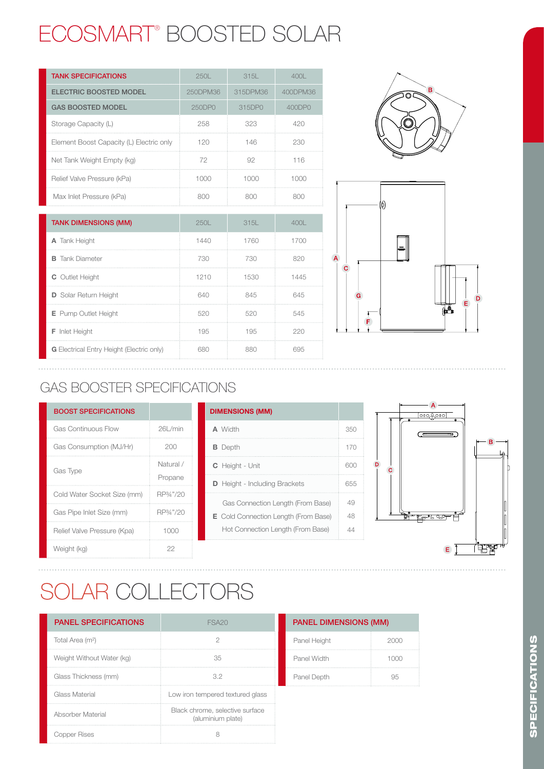# ECOSMART® BOOSTED SOLAR

| TANK SPECIFICATIONS | 250L | 315L | 400L |
|---|---|---|---|
| ELECTRIC BOOSTED MODEL | 250DPM36 | 315DPM36 | 400DPM36 |
| GAS BOOSTED MODEL | 250DP0 | 315DP0 | 400DP0 |
| Storage Capacity (L) | 258 | 323 | 420 |
| Element Boost Capacity (L) Electric only | 120 | 146 | 230 |
| Net Tank Weight Empty (kg) | 72 | 92 | 116 |
| Relief Valve Pressure (kPa) | 1000 | 1000 | 1000 |
| Max Inlet Pressure (kPa) | 800 | 800 | 800 |

| TANK DIMENSIONS (MM) | 250L | 315L | 400L |
|---|---|---|---|
| **A** Tank Height | 1440 | 1760 | 1700 |
| **B** Tank Diameter | 730 | 730 | 820 |
| **C** Outlet Height | 1210 | 1530 | 1445 |
| **D** Solar Return Height | 640 | 845 | 645 |
| **E** Pump Outlet Height | 520 | 520 | 545 |
| **F** Inlet Height | 195 | 195 | 220 |
| **G** Electrical Entry Height (Electric only) | 680 | 880 | 695 |

## GAS BOOSTER SPECIFICATIONS

| BOOST SPECIFICATIONS | |
|---|---|
| Gas Continuous Flow | 26L/min |
| Gas Consumption (MJ/Hr) | 200 |
| Gas Type | Natural / Propane |
| Cold Water Socket Size (mm) | RP¾"/20 |
| Gas Pipe Inlet Size (mm) | RP¾"/20 |
| Relief Valve Pressure (Kpa) | 1000 |
| Weight (kg) | 22 |

| DIMENSIONS (MM) | |
|---|---|
| **A** Width | 350 |
| **B** Depth | 170 |
| **C** Height - Unit | 600 |
| **D** Height - Including Brackets | 655 |
| **E** Gas Connection Length (From Base) | 49 |
| **E** Cold Connection Length (From Base) | 48 |
| **E** Hot Connection Length (From Base) | 44 |

# SOLAR COLLECTORS

| PANEL SPECIFICATIONS | FSA20 |
|---|---|
| Total Area (m²) | 2 |
| Weight Without Water (kg) | 35 |
| Glass Thickness (mm) | 3.2 |
| Glass Material | Low iron tempered textured glass |
| Absorber Material | Black chrome, selective surface (aluminium plate) |
| Copper Rises | 8 |

| PANEL DIMENSIONS (MM) | |
|---|---|
| Panel Height | 2000 |
| Panel Width | 1000 |
| Panel Depth | 95 |

SPECIFICATIONS